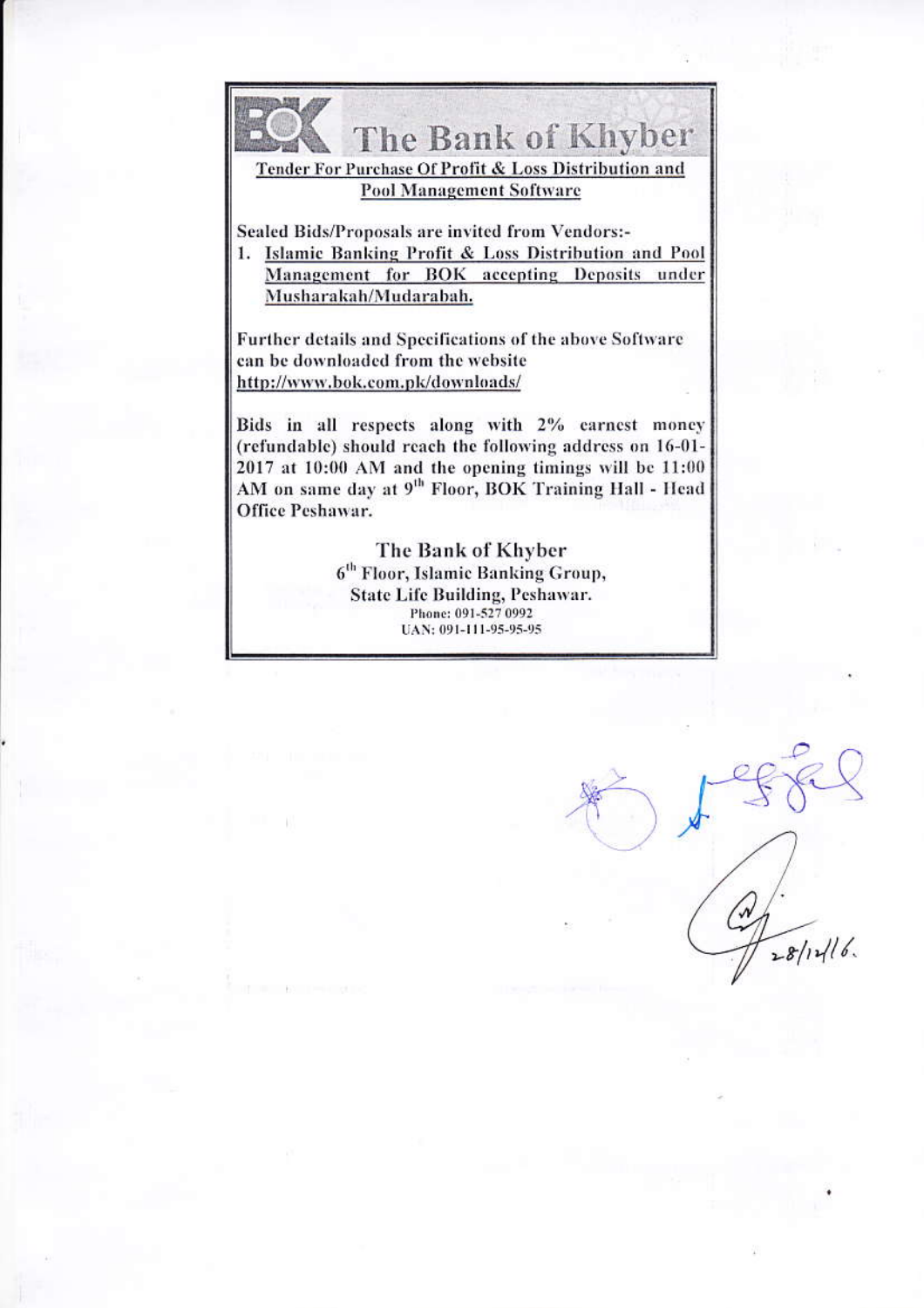# The Bank of Khyber

**Tender For Purchase Of Profit & Loss Distribution and Pool Management Software**

Sealed Bids/Proposals are invited from Vendors:-

1. Islamic Banking Profit & Loss Distribution and Pool Management for BOK accepting Deposits under Musharakah/Mudarabah.

Further details and Specifications of the above Software can be downloaded from the website http://www.bok.com.pk/downloads/

Bids in all respects along with 2% earnest money (refundable) should reach the following address on 16-01-2017 at 10:00 AM and the opening timings will be 11:00 AM on same day at 9th Floor, BOK Training Hall - Head Office Peshawar.

**The Bank of Khyber**
6th Floor, Islamic Banking Group,
State Life Building, Peshawar.
Phone: 091-527 0992
UAN: 091-111-95-95-95

28/12/16.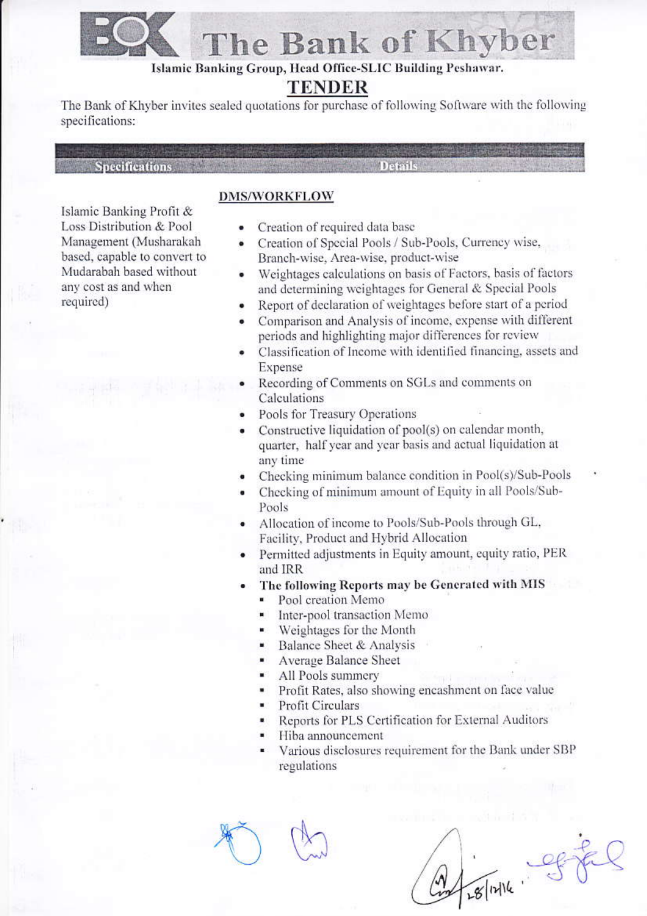# The Bank of Khyber

**Islamic Banking Group, Head Office-SLIC Building Peshawar.**

## TENDER

The Bank of Khyber invites sealed quotations for purchase of following Software with the following specifications:

| Specifications | Details |
|---|---|
| Islamic Banking Profit & Loss Distribution & Pool Management (Musharakah based, capable to convert to Mudarabah based without any cost as and when required) | **DMS/WORKFLOW**<br>• Creation of required data base<br>• Creation of Special Pools / Sub-Pools, Currency wise, Branch-wise, Area-wise, product-wise<br>• Weightages calculations on basis of Factors, basis of factors and determining weightages for General & Special Pools<br>• Report of declaration of weightages before start of a period<br>• Comparison and Analysis of income, expense with different periods and highlighting major differences for review<br>• Classification of Income with identified financing, assets and Expense<br>• Recording of Comments on SGLs and comments on Calculations<br>• Pools for Treasury Operations<br>• Constructive liquidation of pool(s) on calendar month, quarter, half year and year basis and actual liquidation at any time<br>• Checking minimum balance condition in Pool(s)/Sub-Pools<br>• Checking of minimum amount of Equity in all Pools/Sub-Pools<br>• Allocation of income to Pools/Sub-Pools through GL, Facility, Product and Hybrid Allocation<br>• Permitted adjustments in Equity amount, equity ratio, PER and IRR<br>• **The following Reports may be Generated with MIS**<br>&nbsp;&nbsp;▪ Pool creation Memo<br>&nbsp;&nbsp;▪ Inter-pool transaction Memo<br>&nbsp;&nbsp;▪ Weightages for the Month<br>&nbsp;&nbsp;▪ Balance Sheet & Analysis<br>&nbsp;&nbsp;▪ Average Balance Sheet<br>&nbsp;&nbsp;▪ All Pools summery<br>&nbsp;&nbsp;▪ Profit Rates, also showing encashment on face value<br>&nbsp;&nbsp;▪ Profit Circulars<br>&nbsp;&nbsp;▪ Reports for PLS Certification for External Auditors<br>&nbsp;&nbsp;▪ Hiba announcement<br>&nbsp;&nbsp;▪ Various disclosures requirement for the Bank under SBP regulations |

28/12/16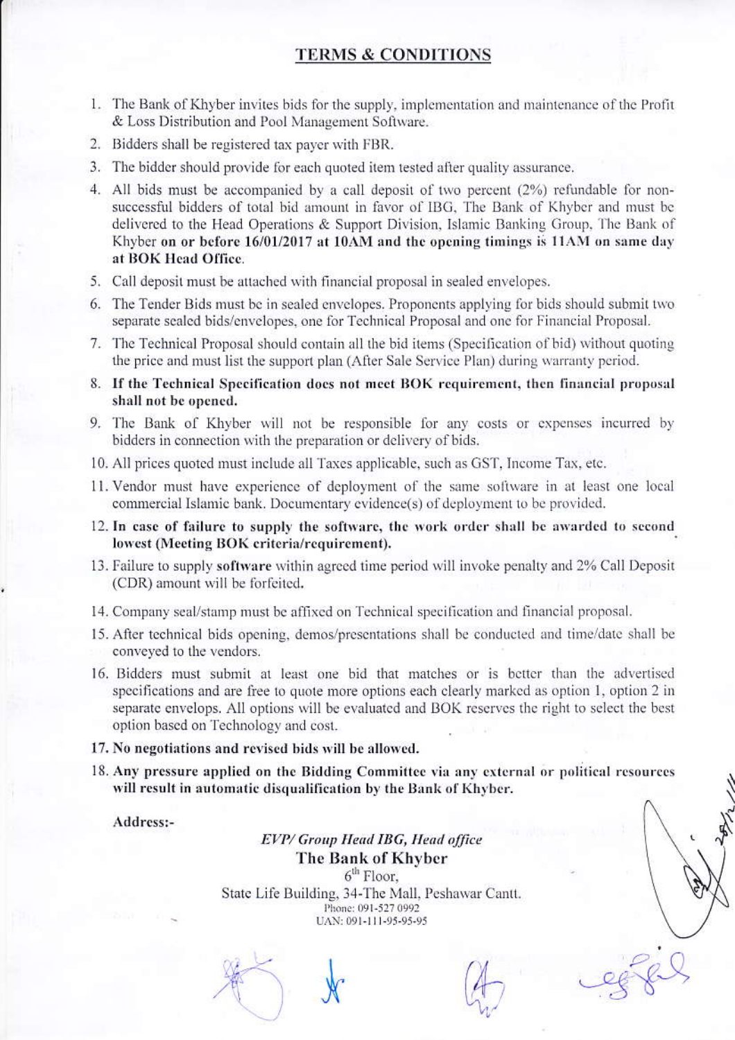## TERMS & CONDITIONS

1. The Bank of Khyber invites bids for the supply, implementation and maintenance of the Profit & Loss Distribution and Pool Management Software.
2. Bidders shall be registered tax payer with FBR.
3. The bidder should provide for each quoted item tested after quality assurance.
4. All bids must be accompanied by a call deposit of two percent (2%) refundable for non-successful bidders of total bid amount in favor of IBG, The Bank of Khyber and must be delivered to the Head Operations & Support Division, Islamic Banking Group, The Bank of Khyber **on or before 16/01/2017 at 10AM and the opening timings is 11AM on same day at BOK Head Office**.
5. Call deposit must be attached with financial proposal in sealed envelopes.
6. The Tender Bids must be in sealed envelopes. Proponents applying for bids should submit two separate sealed bids/envelopes, one for Technical Proposal and one for Financial Proposal.
7. The Technical Proposal should contain all the bid items (Specification of bid) without quoting the price and must list the support plan (After Sale Service Plan) during warranty period.
8. **If the Technical Specification does not meet BOK requirement, then financial proposal shall not be opened.**
9. The Bank of Khyber will not be responsible for any costs or expenses incurred by bidders in connection with the preparation or delivery of bids.
10. All prices quoted must include all Taxes applicable, such as GST, Income Tax, etc.
11. Vendor must have experience of deployment of the same software in at least one local commercial Islamic bank. Documentary evidence(s) of deployment to be provided.
12. **In case of failure to supply the software, the work order shall be awarded to second lowest (Meeting BOK criteria/requirement).**
13. Failure to supply **software** within agreed time period will invoke penalty and 2% Call Deposit (CDR) amount will be forfeited.
14. Company seal/stamp must be affixed on Technical specification and financial proposal.
15. After technical bids opening, demos/presentations shall be conducted and time/date shall be conveyed to the vendors.
16. Bidders must submit at least one bid that matches or is better than the advertised specifications and are free to quote more options each clearly marked as option 1, option 2 in separate envelops. All options will be evaluated and BOK reserves the right to select the best option based on Technology and cost.
17. **No negotiations and revised bids will be allowed.**
18. **Any pressure applied on the Bidding Committee via any external or political resources will result in automatic disqualification by the Bank of Khyber.**

**Address:-**

*EVP/ Group Head IBG, Head office*
**The Bank of Khyber**
6th Floor,
State Life Building, 34-The Mall, Peshawar Cantt.
Phone: 091-527 0992
UAN: 091-111-95-95-95